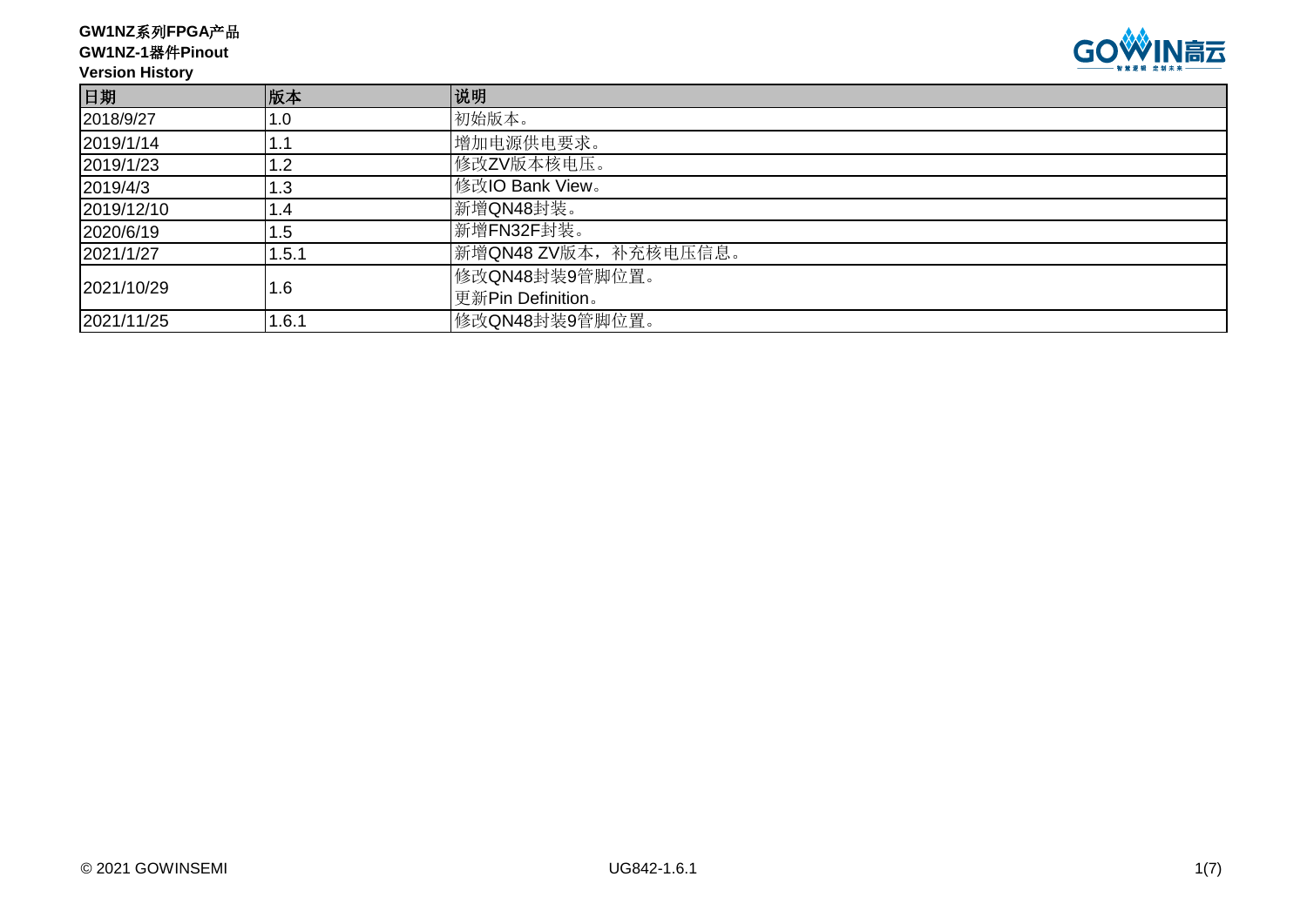**GW1NZ系列FPGA产品**
**GW1NZ-1器件Pinout**
**Version History**

| 日期 | 版本 | 说明 |
|---|---|---|
| 2018/9/27 | 1.0 | 初始版本。 |
| 2019/1/14 | 1.1 | 增加电源供电要求。 |
| 2019/1/23 | 1.2 | 修改ZV版本核电压。 |
| 2019/4/3 | 1.3 | 修改IO Bank View。 |
| 2019/12/10 | 1.4 | 新增QN48封装。 |
| 2020/6/19 | 1.5 | 新增FN32F封装。 |
| 2021/1/27 | 1.5.1 | 新增QN48 ZV版本，补充核电压信息。 |
| 2021/10/29 | 1.6 | 修改QN48封装9管脚位置。<br>更新Pin Definition。 |
| 2021/11/25 | 1.6.1 | 修改QN48封装9管脚位置。 |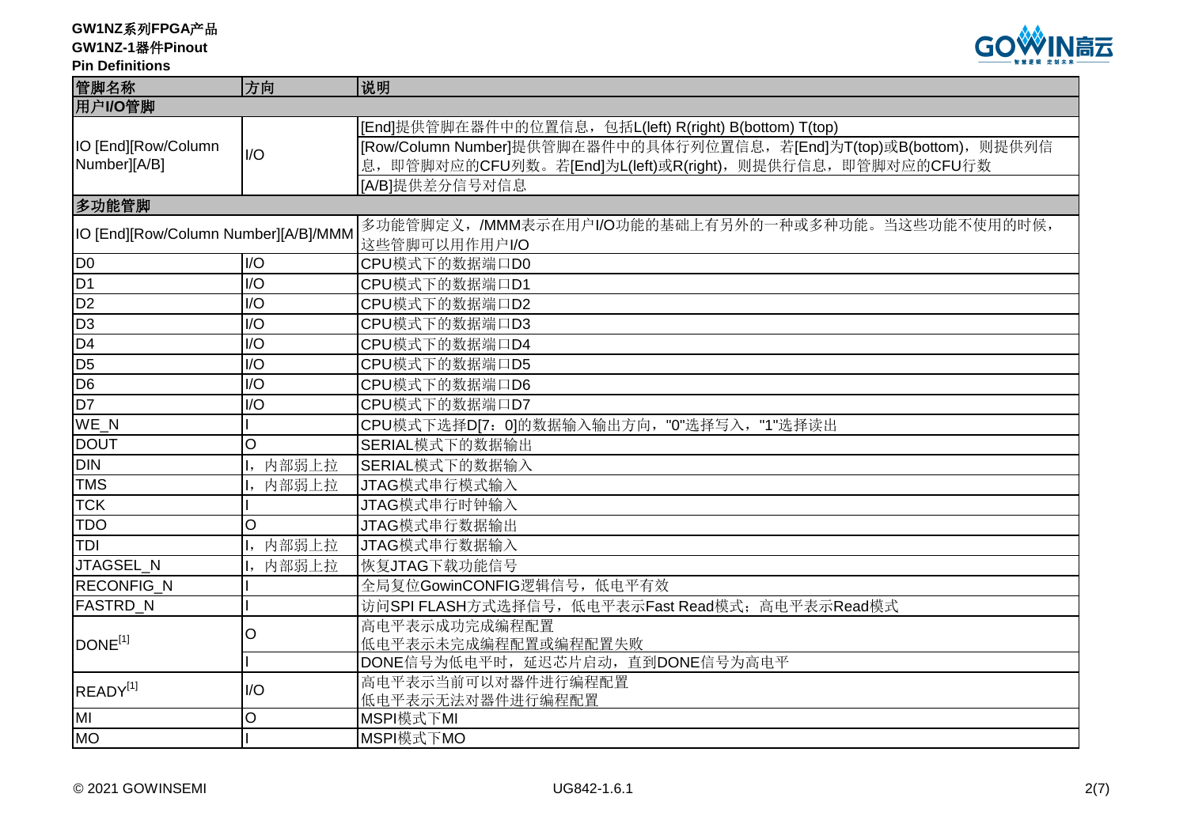GW1NZ系列FPGA产品
GW1NZ-1器件Pinout
Pin Definitions

| 管脚名称 | 方向 | 说明 |
| --- | --- | --- |
| **用户I/O管脚** | | |
| IO [End][Row/Column Number][A/B] | I/O | [End]提供管脚在器件中的位置信息，包括L(left) R(right) B(bottom) T(top) |
| | | [Row/Column Number]提供管脚在器件中的具体行列位置信息，若[End]为T(top)或B(bottom)，则提供列信息，即管脚对应的CFU列数。若[End]为L(left)或R(right)，则提供行信息，即管脚对应的CFU行数 |
| | | [A/B]提供差分信号对信息 |
| **多功能管脚** | | |
| IO [End][Row/Column Number][A/B]/MMM | | 多功能管脚定义，/MMM表示在用户I/O功能的基础上有另外的一种或多种功能。当这些功能不使用的时候，这些管脚可以用作用户I/O |
| D0 | I/O | CPU模式下的数据端口D0 |
| D1 | I/O | CPU模式下的数据端口D1 |
| D2 | I/O | CPU模式下的数据端口D2 |
| D3 | I/O | CPU模式下的数据端口D3 |
| D4 | I/O | CPU模式下的数据端口D4 |
| D5 | I/O | CPU模式下的数据端口D5 |
| D6 | I/O | CPU模式下的数据端口D6 |
| D7 | I/O | CPU模式下的数据端口D7 |
| WE_N | I | CPU模式下选择D[7：0]的数据输入输出方向，"0"选择写入，"1"选择读出 |
| DOUT | O | SERIAL模式下的数据输出 |
| DIN | I，内部弱上拉 | SERIAL模式下的数据输入 |
| TMS | I，内部弱上拉 | JTAG模式串行模式输入 |
| TCK | I | JTAG模式串行时钟输入 |
| TDO | O | JTAG模式串行数据输出 |
| TDI | I，内部弱上拉 | JTAG模式串行数据输入 |
| JTAGSEL_N | I，内部弱上拉 | 恢复JTAG下载功能信号 |
| RECONFIG_N | I | 全局复位GowinCONFIG逻辑信号，低电平有效 |
| FASTRD_N | I | 访问SPI FLASH方式选择信号，低电平表示Fast Read模式；高电平表示Read模式 |
| DONE[1] | O | 高电平表示成功完成编程配置<br>低电平表示未完成编程配置或编程配置失败 |
| | I | DONE信号为低电平时，延迟芯片启动，直到DONE信号为高电平 |
| READY[1] | I/O | 高电平表示当前可以对器件进行编程配置<br>低电平表示无法对器件进行编程配置 |
| MI | O | MSPI模式下MI |
| MO | I | MSPI模式下MO |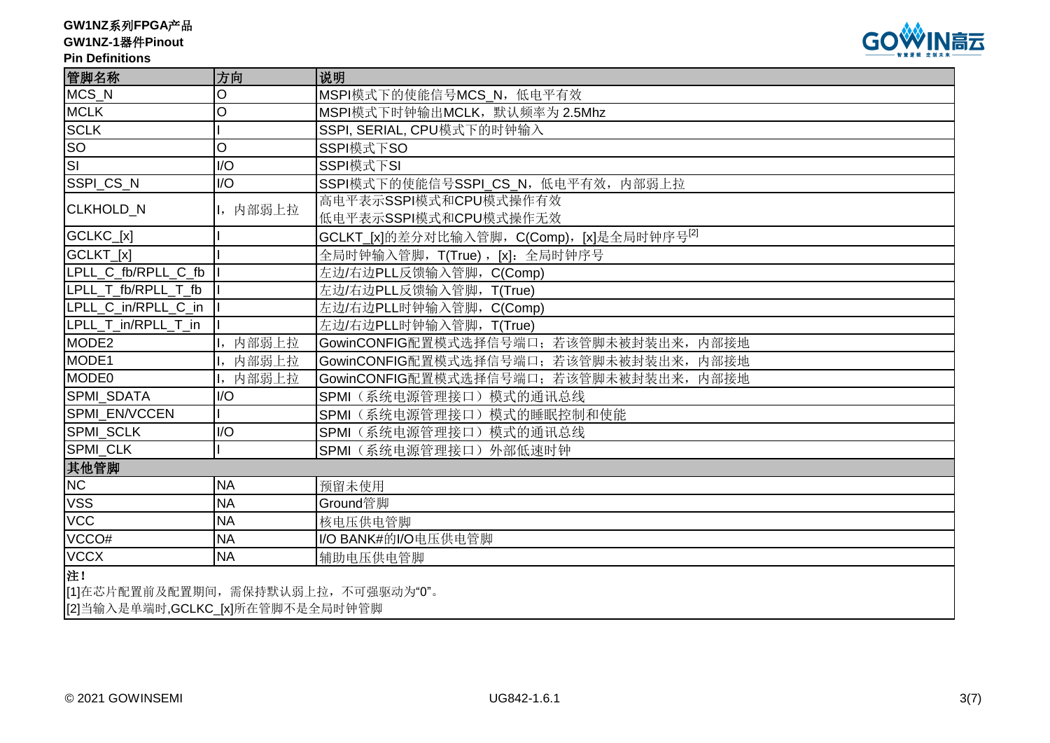| 管脚名称 | 方向 | 说明 |
|---|---|---|
| MCS_N | O | MSPI模式下的使能信号MCS_N，低电平有效 |
| MCLK | O | MSPI模式下时钟输出MCLK，默认频率为 2.5Mhz |
| SCLK | I | SSPI, SERIAL, CPU模式下的时钟输入 |
| SO | O | SSPI模式下SO |
| SI | I/O | SSPI模式下SI |
| SSPI_CS_N | I/O | SSPI模式下的使能信号SSPI_CS_N，低电平有效，内部弱上拉 |
| CLKHOLD_N | I，内部弱上拉 | 高电平表示SSPI模式和CPU模式操作有效<br>低电平表示SSPI模式和CPU模式操作无效 |
| GCLKC_[x] | I | GCLKT_[x]的差分对比输入管脚，C(Comp)，[x]是全局时钟序号[2] |
| GCLKT_[x] | I | 全局时钟输入管脚，T(True)，[x]：全局时钟序号 |
| LPLL_C_fb/RPLL_C_fb | I | 左边/右边PLL反馈输入管脚，C(Comp) |
| LPLL_T_fb/RPLL_T_fb | I | 左边/右边PLL反馈输入管脚，T(True) |
| LPLL_C_in/RPLL_C_in | I | 左边/右边PLL时钟输入管脚，C(Comp) |
| LPLL_T_in/RPLL_T_in | I | 左边/右边PLL时钟输入管脚，T(True) |
| MODE2 | I，内部弱上拉 | GowinCONFIG配置模式选择信号端口；若该管脚未被封装出来，内部接地 |
| MODE1 | I，内部弱上拉 | GowinCONFIG配置模式选择信号端口；若该管脚未被封装出来，内部接地 |
| MODE0 | I，内部弱上拉 | GowinCONFIG配置模式选择信号端口；若该管脚未被封装出来，内部接地 |
| SPMI_SDATA | I/O | SPMI（系统电源管理接口）模式的通讯总线 |
| SPMI_EN/VCCEN | I | SPMI（系统电源管理接口）模式的睡眠控制和使能 |
| SPMI_SCLK | I/O | SPMI（系统电源管理接口）模式的通讯总线 |
| SPMI_CLK | I | SPMI（系统电源管理接口）外部低速时钟 |
| **其他管脚** | | |
| NC | NA | 预留未使用 |
| VSS | NA | Ground管脚 |
| VCC | NA | 核电压供电管脚 |
| VCCO# | NA | I/O BANK#的I/O电压供电管脚 |
| VCCX | NA | 辅助电压供电管脚 |

**注！**

[1]在芯片配置前及配置期间，需保持默认弱上拉，不可强驱动为“0”。

[2]当输入是单端时,GCLKC_[x]所在管脚不是全局时钟管脚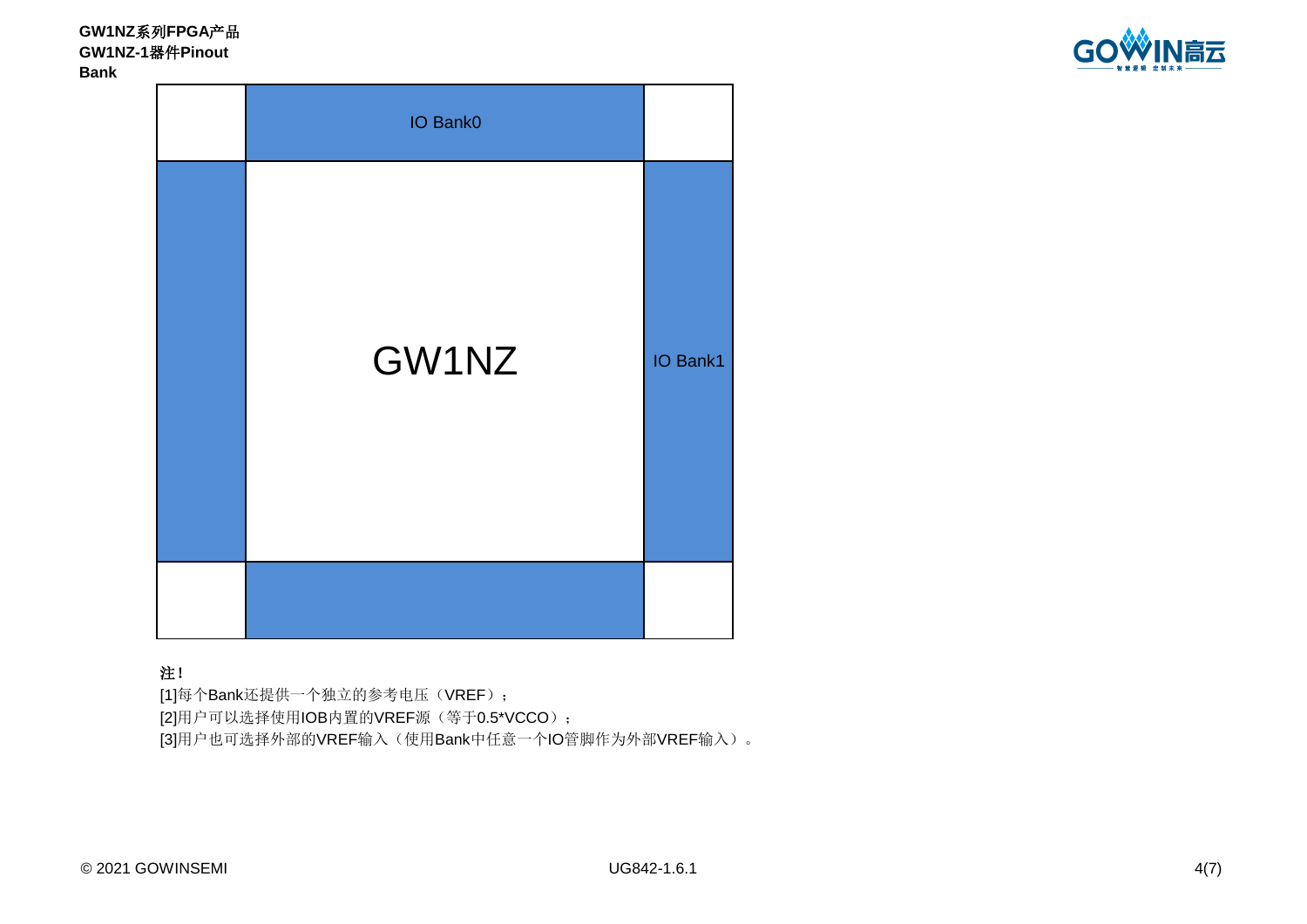IO Bank0

GW1NZ

IO Bank1

**注！**

[1]每个Bank还提供一个独立的参考电压（VREF）；

[2]用户可以选择使用IOB内置的VREF源（等于0.5*VCCO）；

[3]用户也可选择外部的VREF输入（使用Bank中任意一个IO管脚作为外部VREF输入）。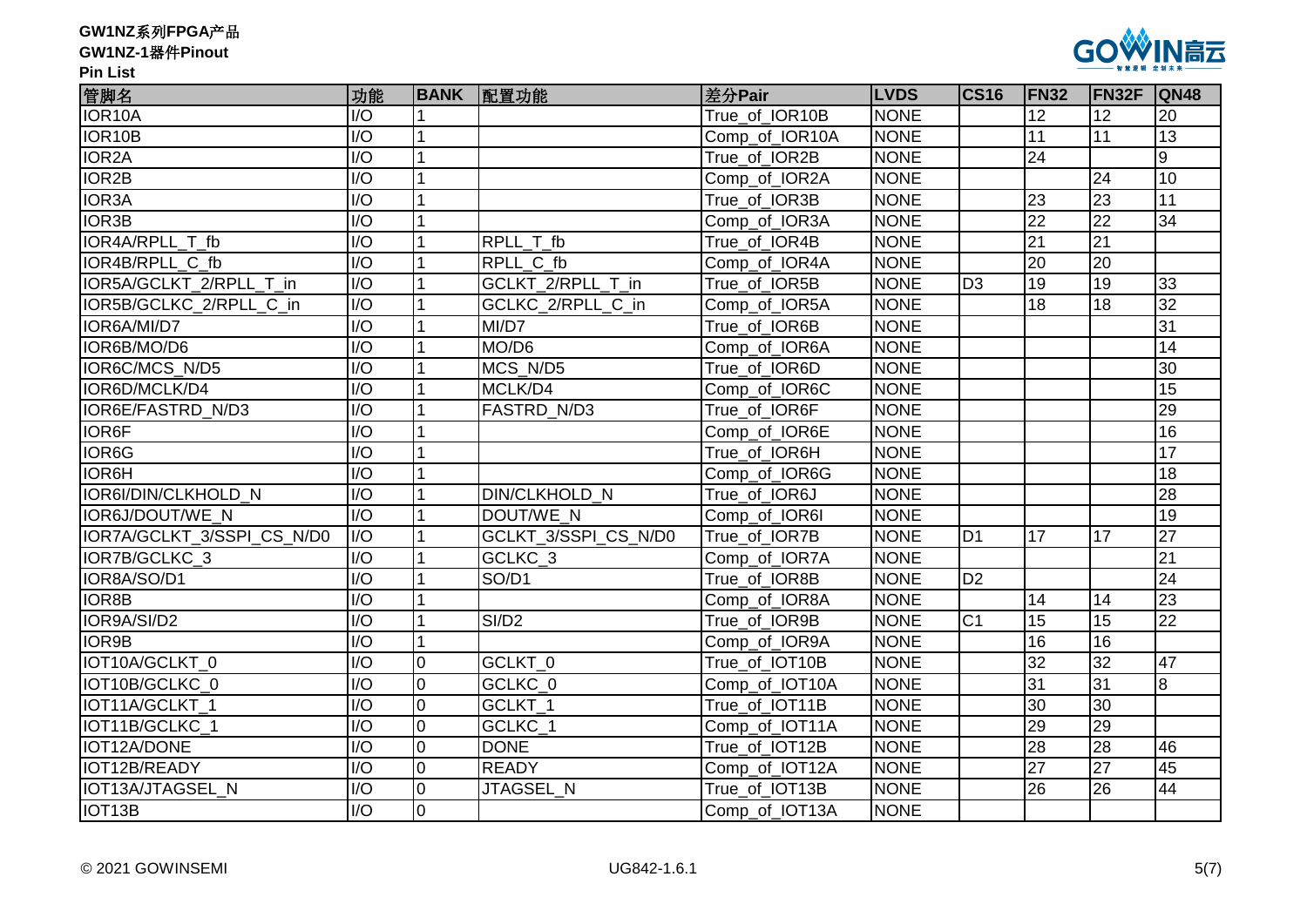| 管脚名 | 功能 | BANK | 配置功能 | 差分Pair | LVDS | CS16 | FN32 | FN32F | QN48 |
|---|---|---|---|---|---|---|---|---|---|
| IOR10A | I/O | 1 | | True_of_IOR10B | NONE | | 12 | 12 | 20 |
| IOR10B | I/O | 1 | | Comp_of_IOR10A | NONE | | 11 | 11 | 13 |
| IOR2A | I/O | 1 | | True_of_IOR2B | NONE | | 24 | | 9 |
| IOR2B | I/O | 1 | | Comp_of_IOR2A | NONE | | | 24 | 10 |
| IOR3A | I/O | 1 | | True_of_IOR3B | NONE | | 23 | 23 | 11 |
| IOR3B | I/O | 1 | | Comp_of_IOR3A | NONE | | 22 | 22 | 34 |
| IOR4A/RPLL_T_fb | I/O | 1 | RPLL_T_fb | True_of_IOR4B | NONE | | 21 | 21 | |
| IOR4B/RPLL_C_fb | I/O | 1 | RPLL_C_fb | Comp_of_IOR4A | NONE | | 20 | 20 | |
| IOR5A/GCLKT_2/RPLL_T_in | I/O | 1 | GCLKT_2/RPLL_T_in | True_of_IOR5B | NONE | D3 | 19 | 19 | 33 |
| IOR5B/GCLKC_2/RPLL_C_in | I/O | 1 | GCLKC_2/RPLL_C_in | Comp_of_IOR5A | NONE | | 18 | 18 | 32 |
| IOR6A/MI/D7 | I/O | 1 | MI/D7 | True_of_IOR6B | NONE | | | | 31 |
| IOR6B/MO/D6 | I/O | 1 | MO/D6 | Comp_of_IOR6A | NONE | | | | 14 |
| IOR6C/MCS_N/D5 | I/O | 1 | MCS_N/D5 | True_of_IOR6D | NONE | | | | 30 |
| IOR6D/MCLK/D4 | I/O | 1 | MCLK/D4 | Comp_of_IOR6C | NONE | | | | 15 |
| IOR6E/FASTRD_N/D3 | I/O | 1 | FASTRD_N/D3 | True_of_IOR6F | NONE | | | | 29 |
| IOR6F | I/O | 1 | | Comp_of_IOR6E | NONE | | | | 16 |
| IOR6G | I/O | 1 | | True_of_IOR6H | NONE | | | | 17 |
| IOR6H | I/O | 1 | | Comp_of_IOR6G | NONE | | | | 18 |
| IOR6I/DIN/CLKHOLD_N | I/O | 1 | DIN/CLKHOLD_N | True_of_IOR6J | NONE | | | | 28 |
| IOR6J/DOUT/WE_N | I/O | 1 | DOUT/WE_N | Comp_of_IOR6I | NONE | | | | 19 |
| IOR7A/GCLKT_3/SSPI_CS_N/D0 | I/O | 1 | GCLKT_3/SSPI_CS_N/D0 | True_of_IOR7B | NONE | D1 | 17 | 17 | 27 |
| IOR7B/GCLKC_3 | I/O | 1 | GCLKC_3 | Comp_of_IOR7A | NONE | | | | 21 |
| IOR8A/SO/D1 | I/O | 1 | SO/D1 | True_of_IOR8B | NONE | D2 | | | 24 |
| IOR8B | I/O | 1 | | Comp_of_IOR8A | NONE | | 14 | 14 | 23 |
| IOR9A/SI/D2 | I/O | 1 | SI/D2 | True_of_IOR9B | NONE | C1 | 15 | 15 | 22 |
| IOR9B | I/O | 1 | | Comp_of_IOR9A | NONE | | 16 | 16 | |
| IOT10A/GCLKT_0 | I/O | 0 | GCLKT_0 | True_of_IOT10B | NONE | | 32 | 32 | 47 |
| IOT10B/GCLKC_0 | I/O | 0 | GCLKC_0 | Comp_of_IOT10A | NONE | | 31 | 31 | 8 |
| IOT11A/GCLKT_1 | I/O | 0 | GCLKT_1 | True_of_IOT11B | NONE | | 30 | 30 | |
| IOT11B/GCLKC_1 | I/O | 0 | GCLKC_1 | Comp_of_IOT11A | NONE | | 29 | 29 | |
| IOT12A/DONE | I/O | 0 | DONE | True_of_IOT12B | NONE | | 28 | 28 | 46 |
| IOT12B/READY | I/O | 0 | READY | Comp_of_IOT12A | NONE | | 27 | 27 | 45 |
| IOT13A/JTAGSEL_N | I/O | 0 | JTAGSEL_N | True_of_IOT13B | NONE | | 26 | 26 | 44 |
| IOT13B | I/O | 0 | | Comp_of_IOT13A | NONE | | | | |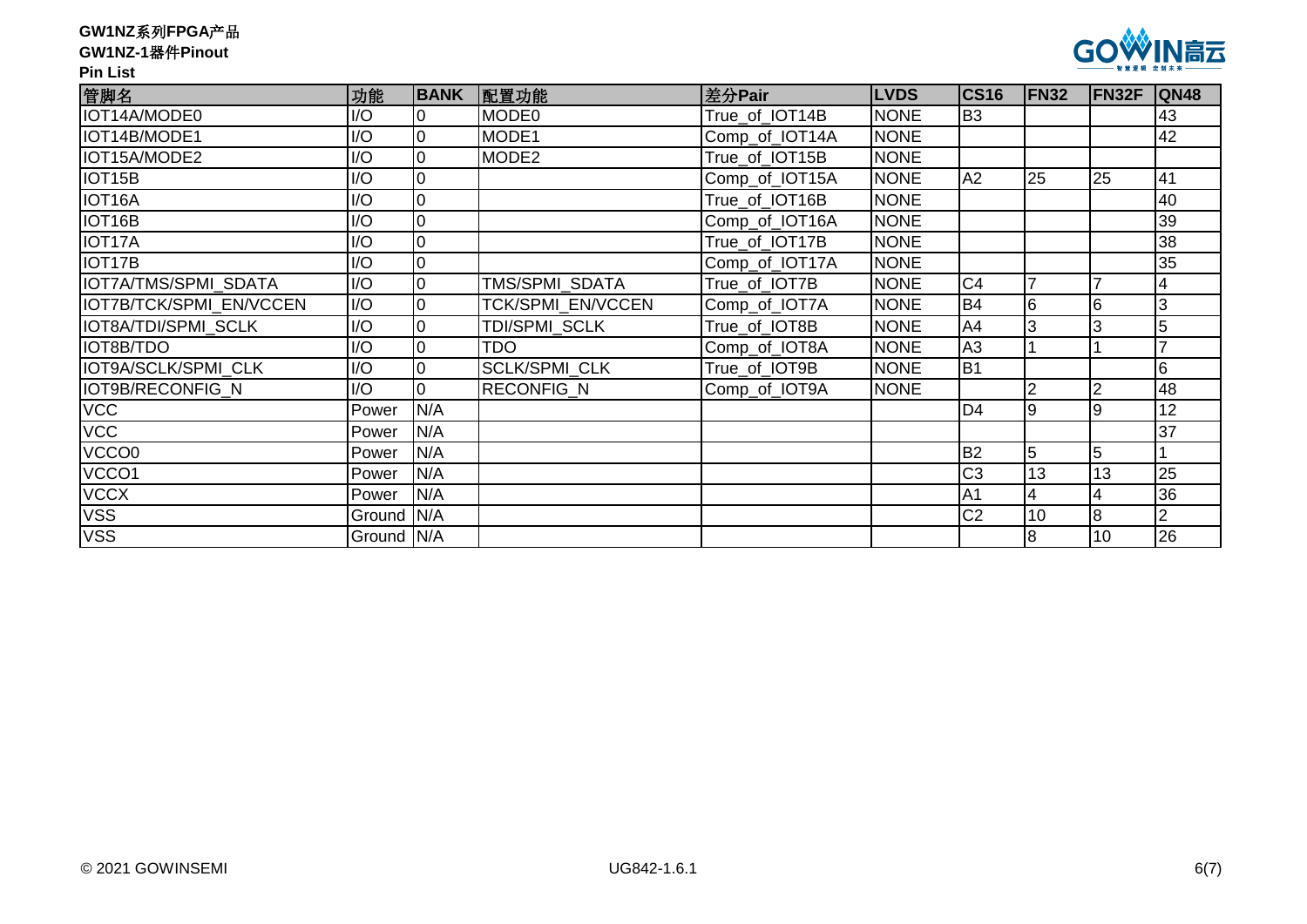**GW1NZ系列FPGA产品**
**GW1NZ-1器件Pinout**
**Pin List**

| 管脚名 | 功能 | BANK | 配置功能 | 差分Pair | LVDS | CS16 | FN32 | FN32F | QN48 |
|---|---|---|---|---|---|---|---|---|---|
| IOT14A/MODE0 | I/O | 0 | MODE0 | True_of_IOT14B | NONE | B3 | | | 43 |
| IOT14B/MODE1 | I/O | 0 | MODE1 | Comp_of_IOT14A | NONE | | | | 42 |
| IOT15A/MODE2 | I/O | 0 | MODE2 | True_of_IOT15B | NONE | | | | |
| IOT15B | I/O | 0 | | Comp_of_IOT15A | NONE | A2 | 25 | 25 | 41 |
| IOT16A | I/O | 0 | | True_of_IOT16B | NONE | | | | 40 |
| IOT16B | I/O | 0 | | Comp_of_IOT16A | NONE | | | | 39 |
| IOT17A | I/O | 0 | | True_of_IOT17B | NONE | | | | 38 |
| IOT17B | I/O | 0 | | Comp_of_IOT17A | NONE | | | | 35 |
| IOT7A/TMS/SPMI_SDATA | I/O | 0 | TMS/SPMI_SDATA | True_of_IOT7B | NONE | C4 | 7 | 7 | 4 |
| IOT7B/TCK/SPMI_EN/VCCEN | I/O | 0 | TCK/SPMI_EN/VCCEN | Comp_of_IOT7A | NONE | B4 | 6 | 6 | 3 |
| IOT8A/TDI/SPMI_SCLK | I/O | 0 | TDI/SPMI_SCLK | True_of_IOT8B | NONE | A4 | 3 | 3 | 5 |
| IOT8B/TDO | I/O | 0 | TDO | Comp_of_IOT8A | NONE | A3 | 1 | 1 | 7 |
| IOT9A/SCLK/SPMI_CLK | I/O | 0 | SCLK/SPMI_CLK | True_of_IOT9B | NONE | B1 | | | 6 |
| IOT9B/RECONFIG_N | I/O | 0 | RECONFIG_N | Comp_of_IOT9A | NONE | | 2 | 2 | 48 |
| VCC | Power | N/A | | | | D4 | 9 | 9 | 12 |
| VCC | Power | N/A | | | | | | | 37 |
| VCCO0 | Power | N/A | | | | B2 | 5 | 5 | 1 |
| VCCO1 | Power | N/A | | | | C3 | 13 | 13 | 25 |
| VCCX | Power | N/A | | | | A1 | 4 | 4 | 36 |
| VSS | Ground | N/A | | | | C2 | 10 | 8 | 2 |
| VSS | Ground | N/A | | | | | 8 | 10 | 26 |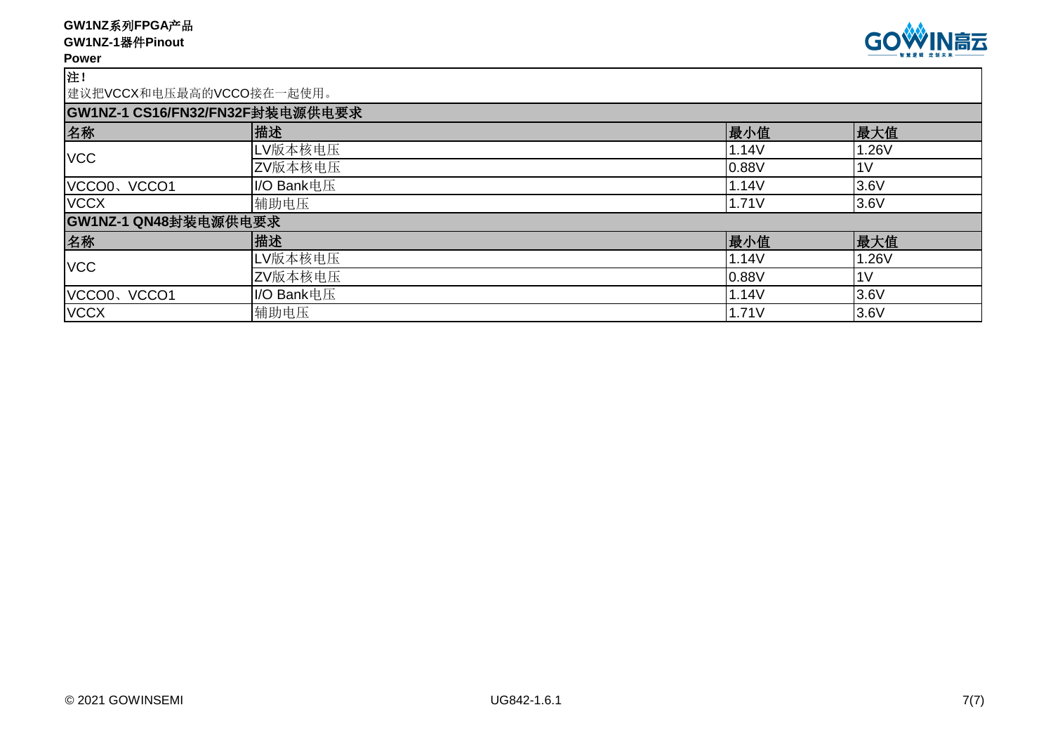**注！**

建议把VCCX和电压最高的VCCO接在一起使用。

### GW1NZ-1 CS16/FN32/FN32F封装电源供电要求

| 名称 | 描述 | 最小值 | 最大值 |
|---|---|---|---|
| VCC | LV版本核电压 | 1.14V | 1.26V |
| | ZV版本核电压 | 0.88V | 1V |
| VCCO0、VCCO1 | I/O Bank电压 | 1.14V | 3.6V |
| VCCX | 辅助电压 | 1.71V | 3.6V |

### GW1NZ-1 QN48封装电源供电要求

| 名称 | 描述 | 最小值 | 最大值 |
|---|---|---|---|
| VCC | LV版本核电压 | 1.14V | 1.26V |
| | ZV版本核电压 | 0.88V | 1V |
| VCCO0、VCCO1 | I/O Bank电压 | 1.14V | 3.6V |
| VCCX | 辅助电压 | 1.71V | 3.6V |